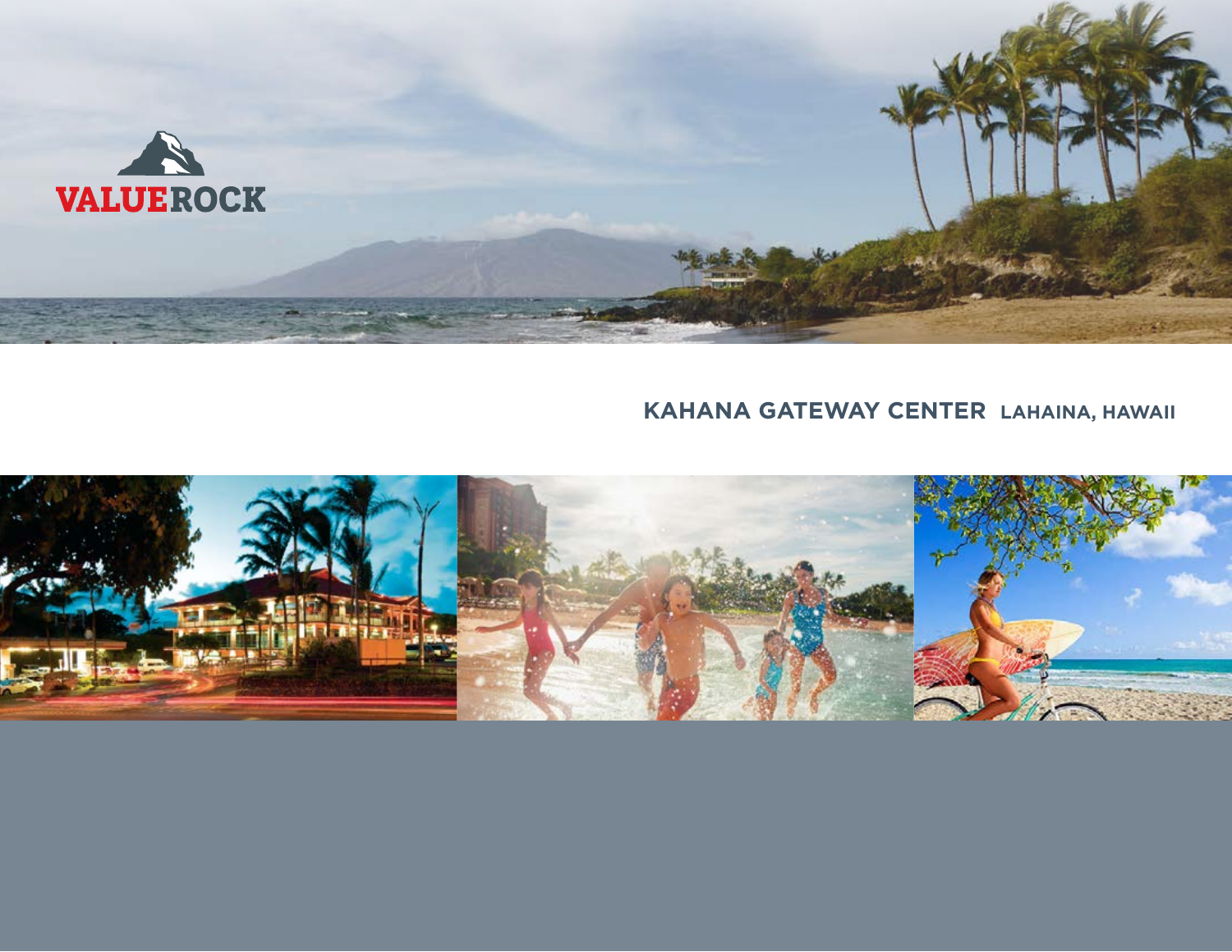VALUEROCK

# KAHANA GATEWAY CENTER LAHAINA, HAWAII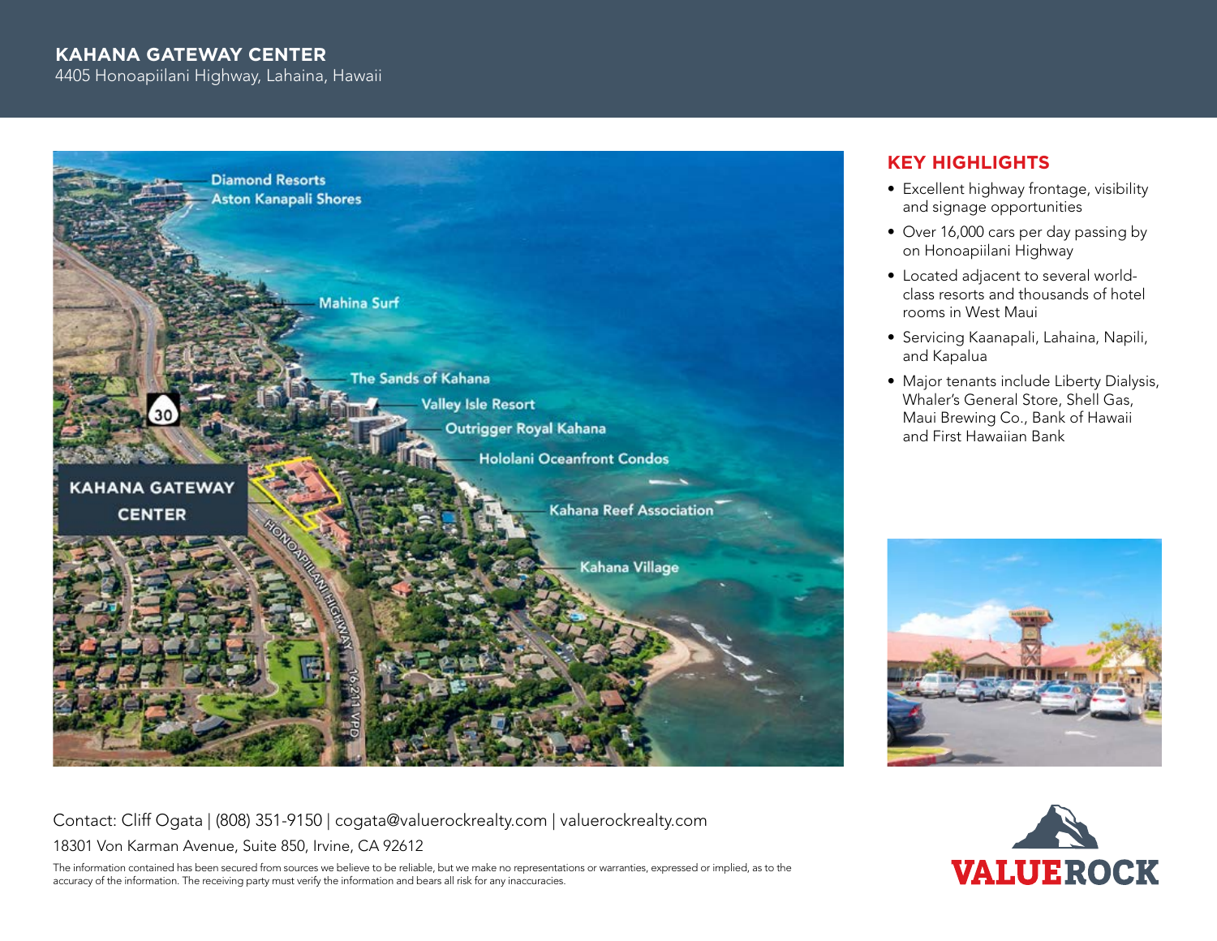# KAHANA GATEWAY CENTER

4405 Honoapiilani Highway, Lahaina, Hawaii

Diamond Resorts
Aston Kanapali Shores
Mahina Surf
The Sands of Kahana
Valley Isle Resort
Outrigger Royal Kahana
Hololani Oceanfront Condos
Kahana Reef Association
Kahana Village
KAHANA GATEWAY CENTER
30
HONOAPIILANI HIGHWAY 16,211 VPD

## KEY HIGHLIGHTS

- Excellent highway frontage, visibility and signage opportunities
- Over 16,000 cars per day passing by on Honoapiilani Highway
- Located adjacent to several world-class resorts and thousands of hotel rooms in West Maui
- Servicing Kaanapali, Lahaina, Napili, and Kapalua
- Major tenants include Liberty Dialysis, Whaler's General Store, Shell Gas, Maui Brewing Co., Bank of Hawaii and First Hawaiian Bank

Contact: Cliff Ogata | (808) 351-9150 | cogata@valuerockrealty.com | valuerockrealty.com

18301 Von Karman Avenue, Suite 850, Irvine, CA 92612

The information contained has been secured from sources we believe to be reliable, but we make no representations or warranties, expressed or implied, as to the accuracy of the information. The receiving party must verify the information and bears all risk for any inaccuracies.

VALUEROCK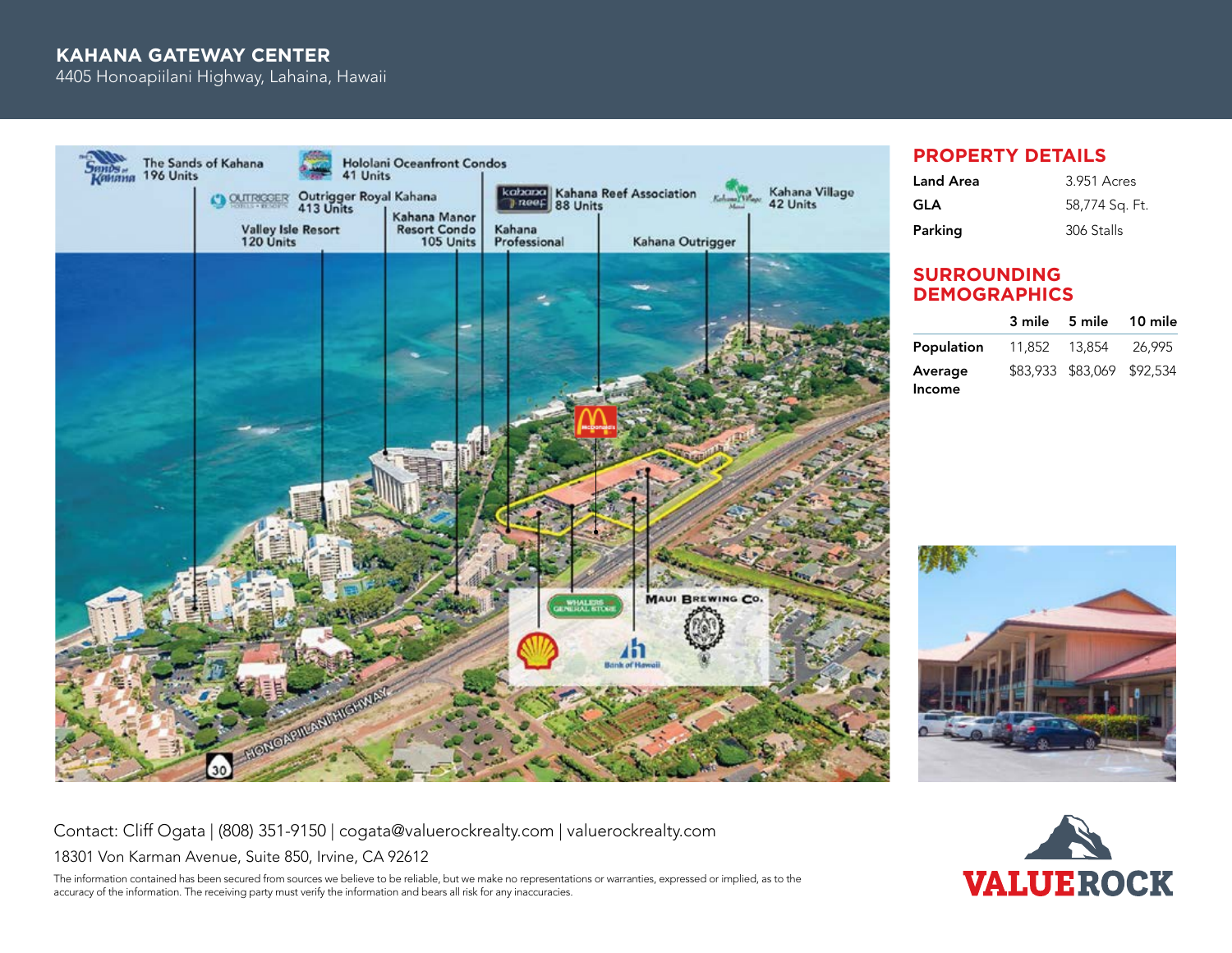# KAHANA GATEWAY CENTER

4405 Honoapiilani Highway, Lahaina, Hawaii

## PROPERTY DETAILS

| | |
|---|---|
| **Land Area** | 3.951 Acres |
| **GLA** | 58,774 Sq. Ft. |
| **Parking** | 306 Stalls |

## SURROUNDING DEMOGRAPHICS

| | 3 mile | 5 mile | 10 mile |
|---|---|---|---|
| **Population** | 11,852 | 13,854 | 26,995 |
| **Average Income** | $83,933 | $83,069 | $92,534 |

Contact: Cliff Ogata | (808) 351-9150 | cogata@valuerockrealty.com | valuerockrealty.com

18301 Von Karman Avenue, Suite 850, Irvine, CA 92612

The information contained has been secured from sources we believe to be reliable, but we make no representations or warranties, expressed or implied, as to the accuracy of the information. The receiving party must verify the information and bears all risk for any inaccuracies.

VALUEROCK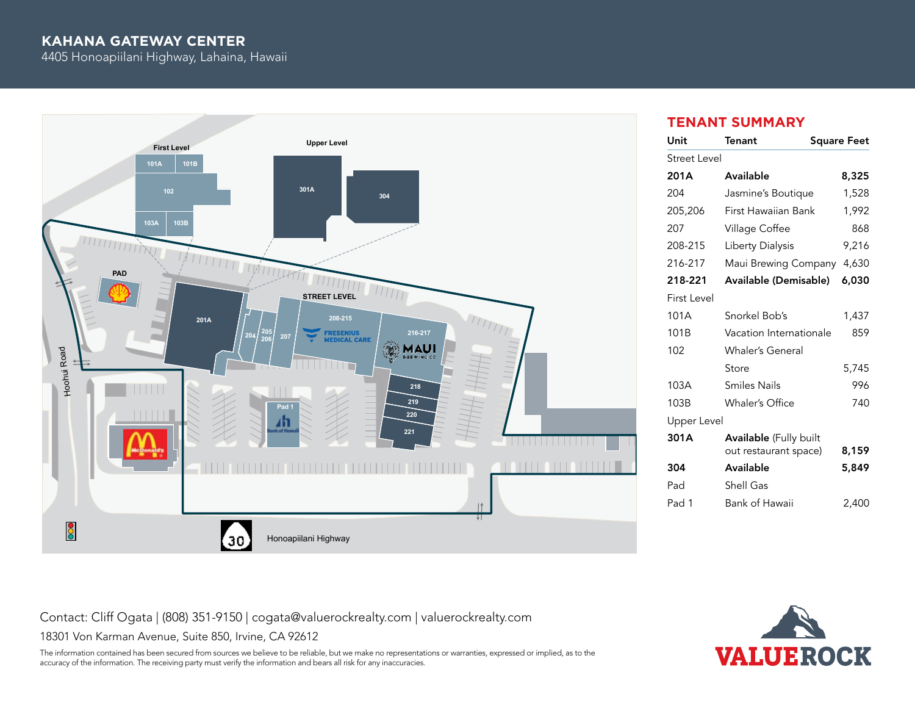# KAHANA GATEWAY CENTER

4405 Honoapiilani Highway, Lahaina, Hawaii

First Level

101A
101B
102
103A
103B

Upper Level

301A
304

PAD

STREET LEVEL

201A
204
205
206
207
208-215
FRESENIUS MEDICAL CARE
216-217
MAUI BREWING CO
218
219
220
221

Pad 1

Hoohui Road

30

Honoapiilani Highway

## TENANT SUMMARY

| Unit | Tenant | Square Feet |
|---|---|---|
| Street Level | | |
| **201A** | **Available** | **8,325** |
| 204 | Jasmine's Boutique | 1,528 |
| 205,206 | First Hawaiian Bank | 1,992 |
| 207 | Village Coffee | 868 |
| 208-215 | Liberty Dialysis | 9,216 |
| 216-217 | Maui Brewing Company | 4,630 |
| **218-221** | **Available (Demisable)** | **6,030** |
| First Level | | |
| 101A | Snorkel Bob's | 1,437 |
| 101B | Vacation Internationale | 859 |
| 102 | Whaler's General Store | 5,745 |
| 103A | Smiles Nails | 996 |
| 103B | Whaler's Office | 740 |
| Upper Level | | |
| **301A** | **Available** (Fully built out restaurant space) | **8,159** |
| **304** | **Available** | **5,849** |
| Pad | Shell Gas | |
| Pad 1 | Bank of Hawaii | 2,400 |

Contact: Cliff Ogata | (808) 351-9150 | cogata@valuerockrealty.com | valuerockrealty.com

18301 Von Karman Avenue, Suite 850, Irvine, CA 92612

The information contained has been secured from sources we believe to be reliable, but we make no representations or warranties, expressed or implied, as to the accuracy of the information. The receiving party must verify the information and bears all risk for any inaccuracies.

VALUEROCK